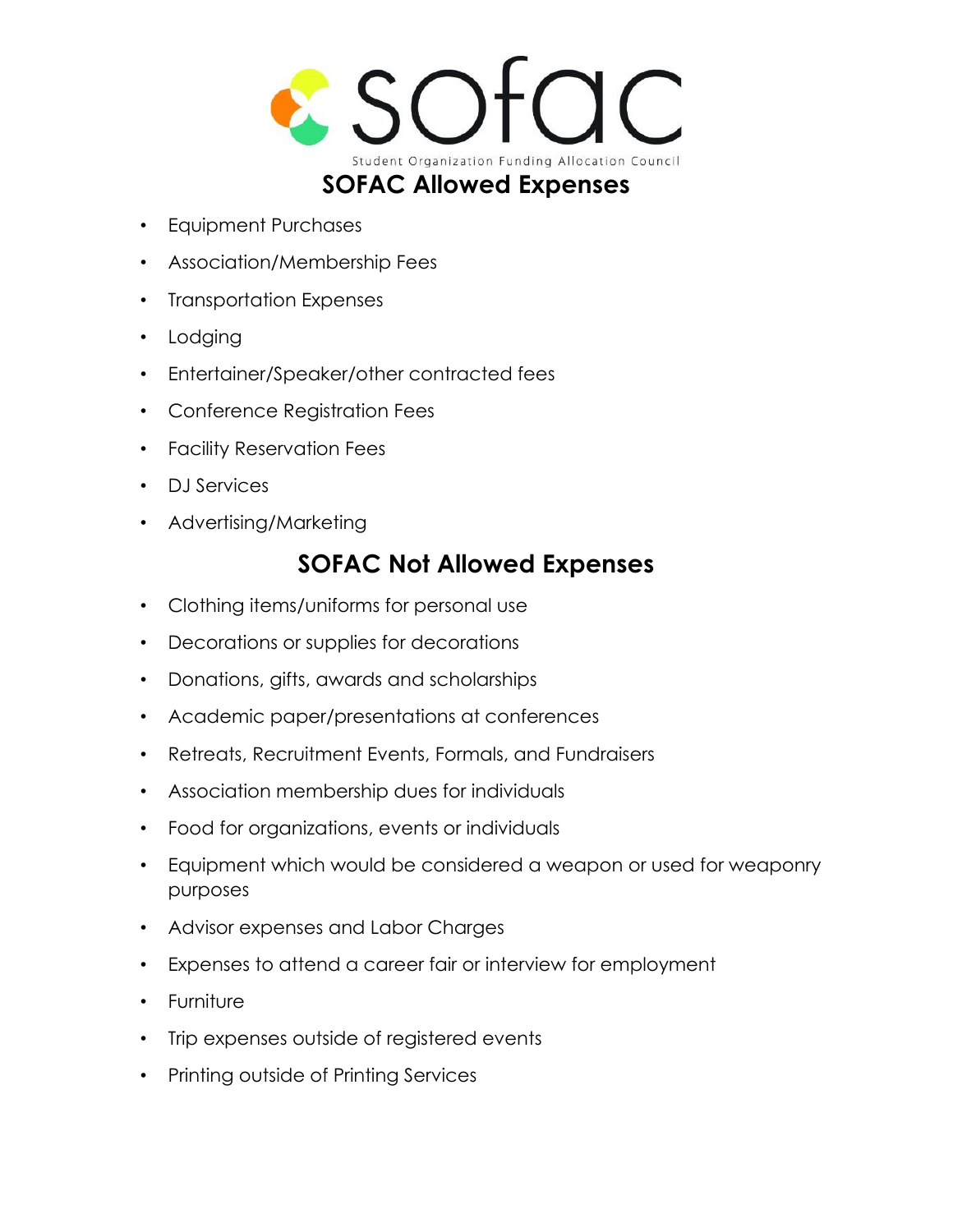# sofac

Student Organization Funding Allocation Council

## SOFAC Allowed Expenses

- Equipment Purchases
- Association/Membership Fees
- Transportation Expenses
- Lodging
- Entertainer/Speaker/other contracted fees
- Conference Registration Fees
- Facility Reservation Fees
- DJ Services
- Advertising/Marketing

## SOFAC Not Allowed Expenses

- Clothing items/uniforms for personal use
- Decorations or supplies for decorations
- Donations, gifts, awards and scholarships
- Academic paper/presentations at conferences
- Retreats, Recruitment Events, Formals, and Fundraisers
- Association membership dues for individuals
- Food for organizations, events or individuals
- Equipment which would be considered a weapon or used for weaponry purposes
- Advisor expenses and Labor Charges
- Expenses to attend a career fair or interview for employment
- Furniture
- Trip expenses outside of registered events
- Printing outside of Printing Services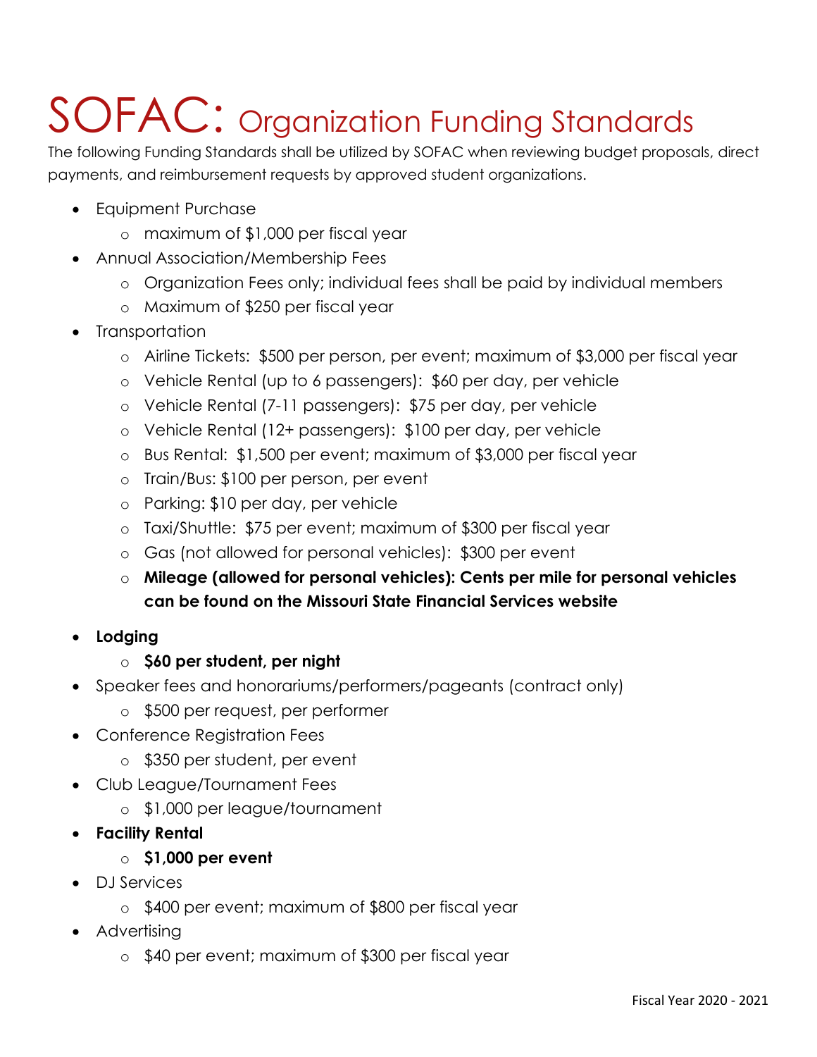# SOFAC: Organization Funding Standards

The following Funding Standards shall be utilized by SOFAC when reviewing budget proposals, direct payments, and reimbursement requests by approved student organizations.

- Equipment Purchase
  - maximum of $1,000 per fiscal year
- Annual Association/Membership Fees
  - Organization Fees only; individual fees shall be paid by individual members
  - Maximum of $250 per fiscal year
- Transportation
  - Airline Tickets: $500 per person, per event; maximum of $3,000 per fiscal year
  - Vehicle Rental (up to 6 passengers): $60 per day, per vehicle
  - Vehicle Rental (7-11 passengers): $75 per day, per vehicle
  - Vehicle Rental (12+ passengers): $100 per day, per vehicle
  - Bus Rental: $1,500 per event; maximum of $3,000 per fiscal year
  - Train/Bus: $100 per person, per event
  - Parking: $10 per day, per vehicle
  - Taxi/Shuttle: $75 per event; maximum of $300 per fiscal year
  - Gas (not allowed for personal vehicles): $300 per event
  - **Mileage (allowed for personal vehicles): Cents per mile for personal vehicles can be found on the Missouri State Financial Services website**
- **Lodging**
  - **$60 per student, per night**
- Speaker fees and honorariums/performers/pageants (contract only)
  - $500 per request, per performer
- Conference Registration Fees
  - $350 per student, per event
- Club League/Tournament Fees
  - $1,000 per league/tournament
- **Facility Rental**
  - **$1,000 per event**
- DJ Services
  - $400 per event; maximum of $800 per fiscal year
- Advertising
  - $40 per event; maximum of $300 per fiscal year

Fiscal Year 2020 - 2021